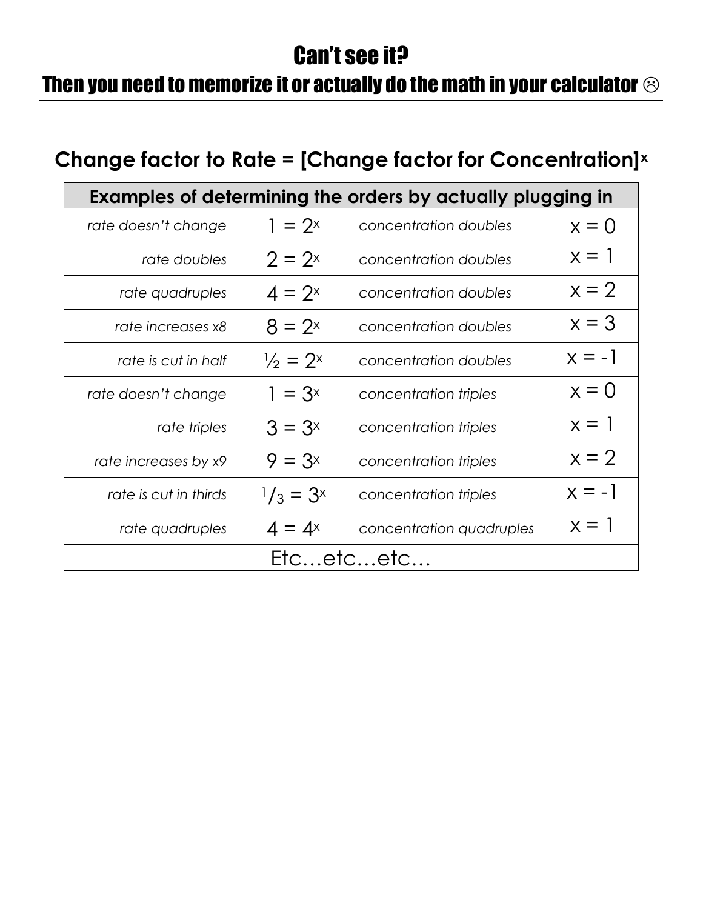# Can't see it?

## Then you need to memorize it or actually do the math in your calculator ☹

**Change factor to Rate = [Change factor for Concentration]$^x$**

| Examples of determining the orders by actually plugging in | | | |
|---|---|---|---|
| *rate doesn't change* | $1 = 2^x$ | *concentration doubles* | $x = 0$ |
| *rate doubles* | $2 = 2^x$ | *concentration doubles* | $x = 1$ |
| *rate quadruples* | $4 = 2^x$ | *concentration doubles* | $x = 2$ |
| *rate increases x8* | $8 = 2^x$ | *concentration doubles* | $x = 3$ |
| *rate is cut in half* | $\frac{1}{2} = 2^x$ | *concentration doubles* | $x = -1$ |
| *rate doesn't change* | $1 = 3^x$ | *concentration triples* | $x = 0$ |
| *rate triples* | $3 = 3^x$ | *concentration triples* | $x = 1$ |
| *rate increases by x9* | $9 = 3^x$ | *concentration triples* | $x = 2$ |
| *rate is cut in thirds* | $\frac{1}{3} = 3^x$ | *concentration triples* | $x = -1$ |
| *rate quadruples* | $4 = 4^x$ | *concentration quadruples* | $x = 1$ |
| Etc…etc…etc… | | | |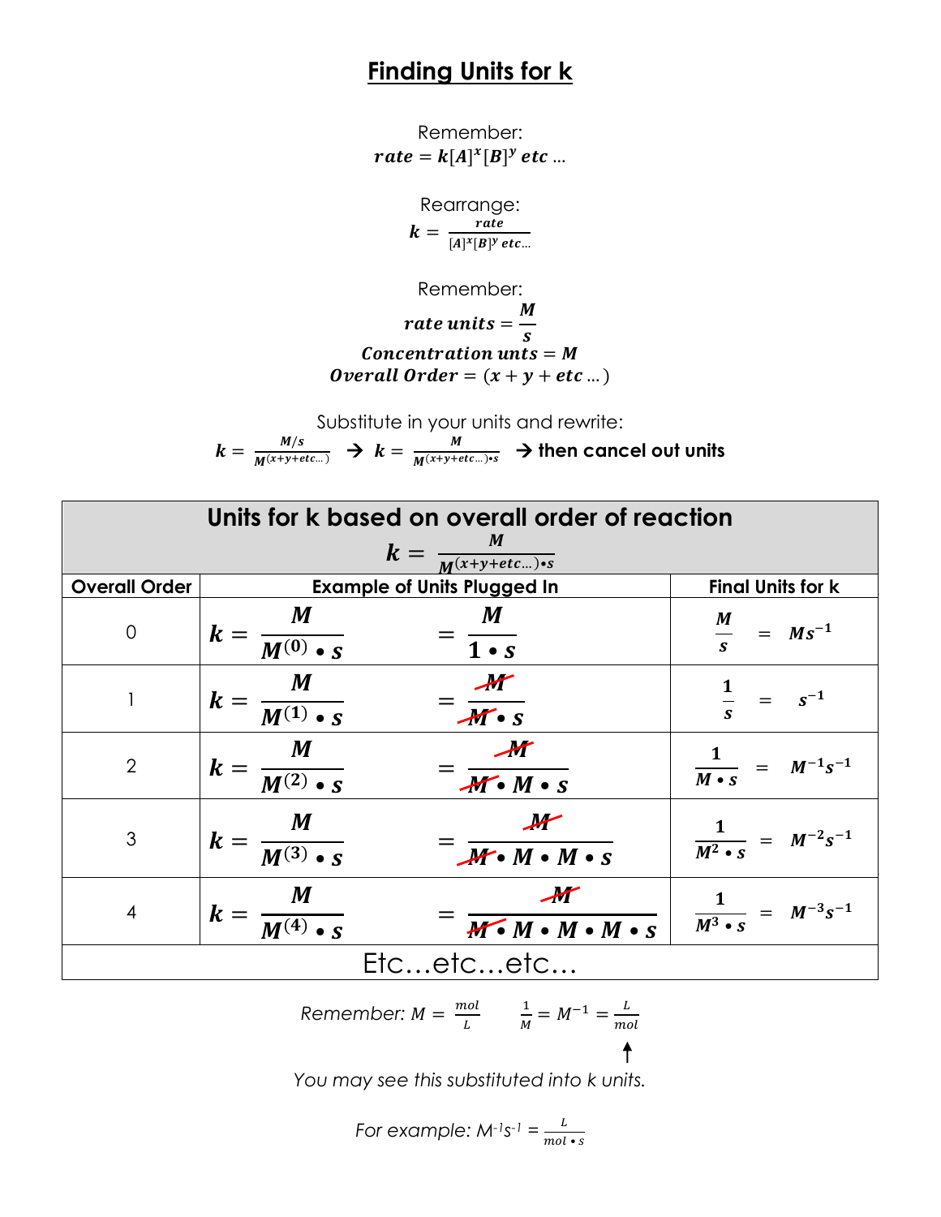# Finding Units for k

Remember:

$$rate = k[A]^x[B]^y \ etc \ldots$$

Rearrange:

$$k = \frac{rate}{[A]^x[B]^y \ etc\ldots}$$

Remember:

$$rate\ units = \frac{M}{s}$$

$$Concentration\ unts = M$$

$$Overall\ Order = (x + y + etc\ldots)$$

Substitute in your units and rewrite:

$$k = \frac{M/s}{M^{(x+y+etc\ldots)}} \rightarrow k = \frac{M}{M^{(x+y+etc\ldots)} \bullet s} \rightarrow \text{then cancel out units}$$

| Units for k based on overall order of reaction $k = \frac{M}{M^{(x+y+etc\ldots)} \bullet s}$ | | |
|---|---|---|
| **Overall Order** | **Example of Units Plugged In** | **Final Units for k** |
| 0 | $k = \frac{M}{M^{(0)} \bullet s} = \frac{M}{1 \bullet s}$ | $\frac{M}{s} = Ms^{-1}$ |
| 1 | $k = \frac{M}{M^{(1)} \bullet s} = \frac{\cancel{M}}{\cancel{M} \bullet s}$ | $\frac{1}{s} = s^{-1}$ |
| 2 | $k = \frac{M}{M^{(2)} \bullet s} = \frac{\cancel{M}}{\cancel{M} \bullet M \bullet s}$ | $\frac{1}{M \bullet s} = M^{-1}s^{-1}$ |
| 3 | $k = \frac{M}{M^{(3)} \bullet s} = \frac{\cancel{M}}{\cancel{M} \bullet M \bullet M \bullet s}$ | $\frac{1}{M^2 \bullet s} = M^{-2}s^{-1}$ |
| 4 | $k = \frac{M}{M^{(4)} \bullet s} = \frac{\cancel{M}}{\cancel{M} \bullet M \bullet M \bullet M \bullet s}$ | $\frac{1}{M^3 \bullet s} = M^{-3}s^{-1}$ |
| Etc…etc…etc… | | |

*Remember:* $M = \frac{mol}{L}$ $\quad \frac{1}{M} = M^{-1} = \frac{L}{mol}$

*You may see this substituted into k units.*

*For example:* $M^{-1}s^{-1} = \frac{L}{mol \bullet s}$